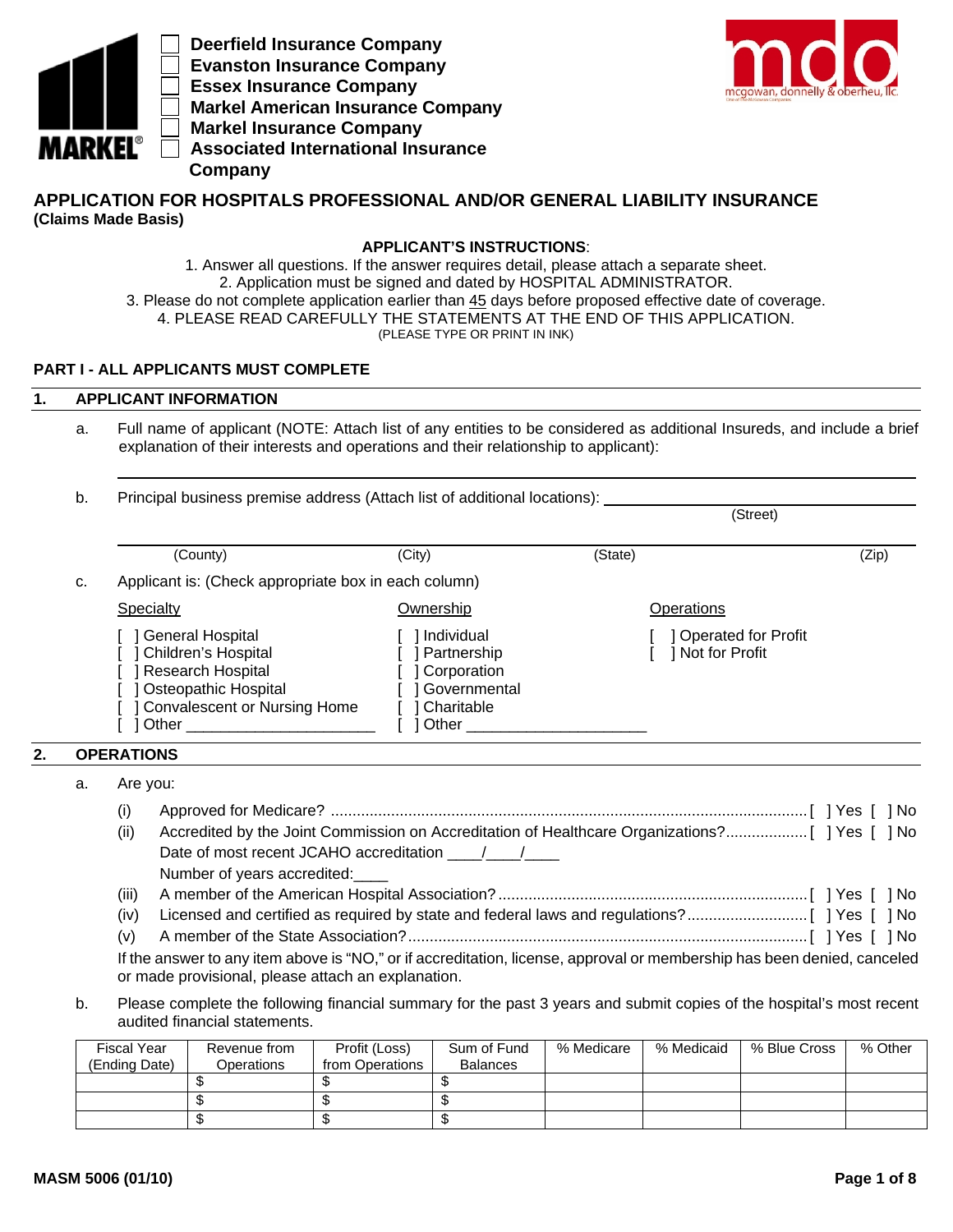- [ ] Deerfield Insurance Company
- [ ] Evanston Insurance Company
- [ ] Essex Insurance Company
- [ ] Markel American Insurance Company
- [ ] Markel Insurance Company
- [ ] Associated International Insurance Company

# APPLICATION FOR HOSPITALS PROFESSIONAL AND/OR GENERAL LIABILITY INSURANCE

**(Claims Made Basis)**

**APPLICANT'S INSTRUCTIONS**:

1. Answer all questions. If the answer requires detail, please attach a separate sheet.
2. Application must be signed and dated by HOSPITAL ADMINISTRATOR.
3. Please do not complete application earlier than 45 days before proposed effective date of coverage.
4. PLEASE READ CAREFULLY THE STATEMENTS AT THE END OF THIS APPLICATION.

(PLEASE TYPE OR PRINT IN INK)

## PART I - ALL APPLICANTS MUST COMPLETE

### 1. APPLICANT INFORMATION

a. Full name of applicant (NOTE: Attach list of any entities to be considered as additional Insureds, and include a brief explanation of their interests and operations and their relationship to applicant):

\_\_\_\_\_\_\_\_\_\_\_\_\_\_\_\_\_\_\_\_\_\_\_\_\_\_\_\_\_\_\_\_\_\_\_\_\_\_\_\_\_\_\_\_\_\_\_\_\_\_\_\_\_\_\_\_\_\_

b. Principal business premise address (Attach list of additional locations): \_\_\_\_\_\_\_\_\_\_\_\_\_\_\_\_\_\_\_\_\_\_\_\_
(Street)

\_\_\_\_\_\_\_\_\_\_\_\_\_\_\_\_\_\_\_\_\_\_\_\_\_\_\_\_\_\_\_\_\_\_\_\_\_\_\_\_\_\_\_\_\_\_\_\_\_\_\_\_\_\_\_\_\_\_
(County) (City) (State) (Zip)

c. Applicant is: (Check appropriate box in each column)

| Specialty | Ownership | Operations |
|---|---|---|
| [ ] General Hospital | [ ] Individual | [ ] Operated for Profit |
| [ ] Children's Hospital | [ ] Partnership | [ ] Not for Profit |
| [ ] Research Hospital | [ ] Corporation | |
| [ ] Osteopathic Hospital | [ ] Governmental | |
| [ ] Convalescent or Nursing Home | [ ] Charitable | |
| [ ] Other \_\_\_\_\_\_\_\_\_\_\_\_\_\_\_\_\_\_\_\_ | [ ] Other \_\_\_\_\_\_\_\_\_\_\_\_\_\_\_\_\_\_\_\_ | |

### 2. OPERATIONS

a. Are you:

(i) Approved for Medicare? ............................................................ [ ] Yes [ ] No

(ii) Accredited by the Joint Commission on Accreditation of Healthcare Organizations?.................. [ ] Yes [ ] No
Date of most recent JCAHO accreditation \_\_\_\_/\_\_\_\_/\_\_\_\_
Number of years accredited:\_\_\_\_

(iii) A member of the American Hospital Association?........................................ [ ] Yes [ ] No

(iv) Licensed and certified as required by state and federal laws and regulations?........................ [ ] Yes [ ] No

(v) A member of the State Association?............................................................ [ ] Yes [ ] No

If the answer to any item above is "NO," or if accreditation, license, approval or membership has been denied, canceled or made provisional, please attach an explanation.

b. Please complete the following financial summary for the past 3 years and submit copies of the hospital's most recent audited financial statements.

| Fiscal Year (Ending Date) | Revenue from Operations | Profit (Loss) from Operations | Sum of Fund Balances | % Medicare | % Medicaid | % Blue Cross | % Other |
|---|---|---|---|---|---|---|---|
| | $ | $ | $ | | | | |
| | $ | $ | $ | | | | |
| | $ | $ | $ | | | | |

MASM 5006 (01/10)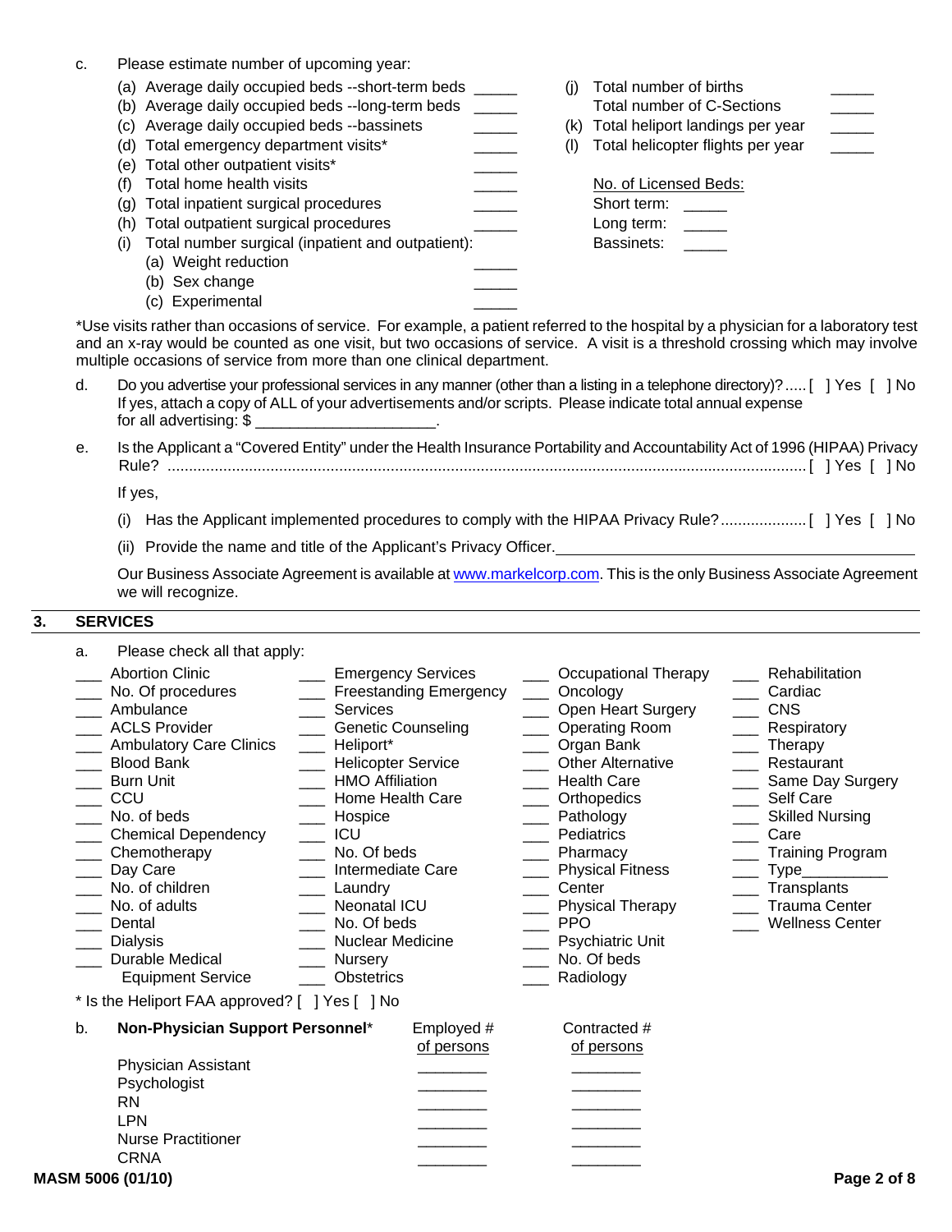c. Please estimate number of upcoming year:

(a) Average daily occupied beds --short-term beds _____
(b) Average daily occupied beds --long-term beds _____
(c) Average daily occupied beds --bassinets _____
(d) Total emergency department visits* _____
(e) Total other outpatient visits* _____
(f) Total home health visits _____
(g) Total inpatient surgical procedures _____
(h) Total outpatient surgical procedures _____
(i) Total number surgical (inpatient and outpatient):
  (a) Weight reduction _____
  (b) Sex change _____
  (c) Experimental _____

(j) Total number of births _____
  Total number of C-Sections _____
(k) Total heliport landings per year _____
(l) Total helicopter flights per year _____

No. of Licensed Beds:
Short term: _____
Long term: _____
Bassinets: _____

*Use visits rather than occasions of service. For example, a patient referred to the hospital by a physician for a laboratory test and an x-ray would be counted as one visit, but two occasions of service. A visit is a threshold crossing which may involve multiple occasions of service from more than one clinical department.

d. Do you advertise your professional services in any manner (other than a listing in a telephone directory)? ..... [ ] Yes [ ] No
If yes, attach a copy of ALL of your advertisements and/or scripts. Please indicate total annual expense for all advertising: $ ____________________.

e. Is the Applicant a "Covered Entity" under the Health Insurance Portability and Accountability Act of 1996 (HIPAA) Privacy Rule? .......... [ ] Yes [ ] No

If yes,

(i) Has the Applicant implemented procedures to comply with the HIPAA Privacy Rule? .................... [ ] Yes [ ] No

(ii) Provide the name and title of the Applicant's Privacy Officer. ____________________

Our Business Associate Agreement is available at www.markelcorp.com. This is the only Business Associate Agreement we will recognize.

## 3. SERVICES

a. Please check all that apply:

___ Abortion Clinic
___ No. Of procedures
___ Ambulance
___ ACLS Provider
___ Ambulatory Care Clinics
___ Blood Bank
___ Burn Unit
___ CCU
___ No. of beds
___ Chemical Dependency
___ Chemotherapy
___ Day Care
___ No. of children
___ No. of adults
___ Dental
___ Dialysis
___ Durable Medical Equipment Service
___ Emergency Services
___ Freestanding Emergency Services
___ Genetic Counseling
___ Heliport*
___ Helicopter Service
___ HMO Affiliation
___ Home Health Care
___ Hospice
___ ICU
___ No. Of beds
___ Intermediate Care
___ Laundry
___ Neonatal ICU
___ No. Of beds
___ Nuclear Medicine
___ Nursery
___ Obstetrics
___ Occupational Therapy
___ Oncology
___ Open Heart Surgery
___ Operating Room
___ Organ Bank
___ Other Alternative Health Care
___ Orthopedics
___ Pathology
___ Pediatrics
___ Pharmacy
___ Physical Fitness Center
___ Physical Therapy
___ PPO
___ Psychiatric Unit
___ No. Of beds
___ Radiology
___ Rehabilitation
___ Cardiac
___ CNS
___ Respiratory Therapy
___ Restaurant
___ Same Day Surgery
___ Self Care
___ Skilled Nursing Care
___ Training Program
___ Type__________
___ Transplants
___ Trauma Center
___ Wellness Center

* Is the Heliport FAA approved? [ ] Yes [ ] No

b. **Non-Physician Support Personnel***

| | Employed # of persons | Contracted # of persons |
|---|---|---|
| Physician Assistant | ________ | ________ |
| Psychologist | ________ | ________ |
| RN | ________ | ________ |
| LPN | ________ | ________ |
| Nurse Practitioner | ________ | ________ |
| CRNA | ________ | ________ |

**MASM 5006 (01/10)**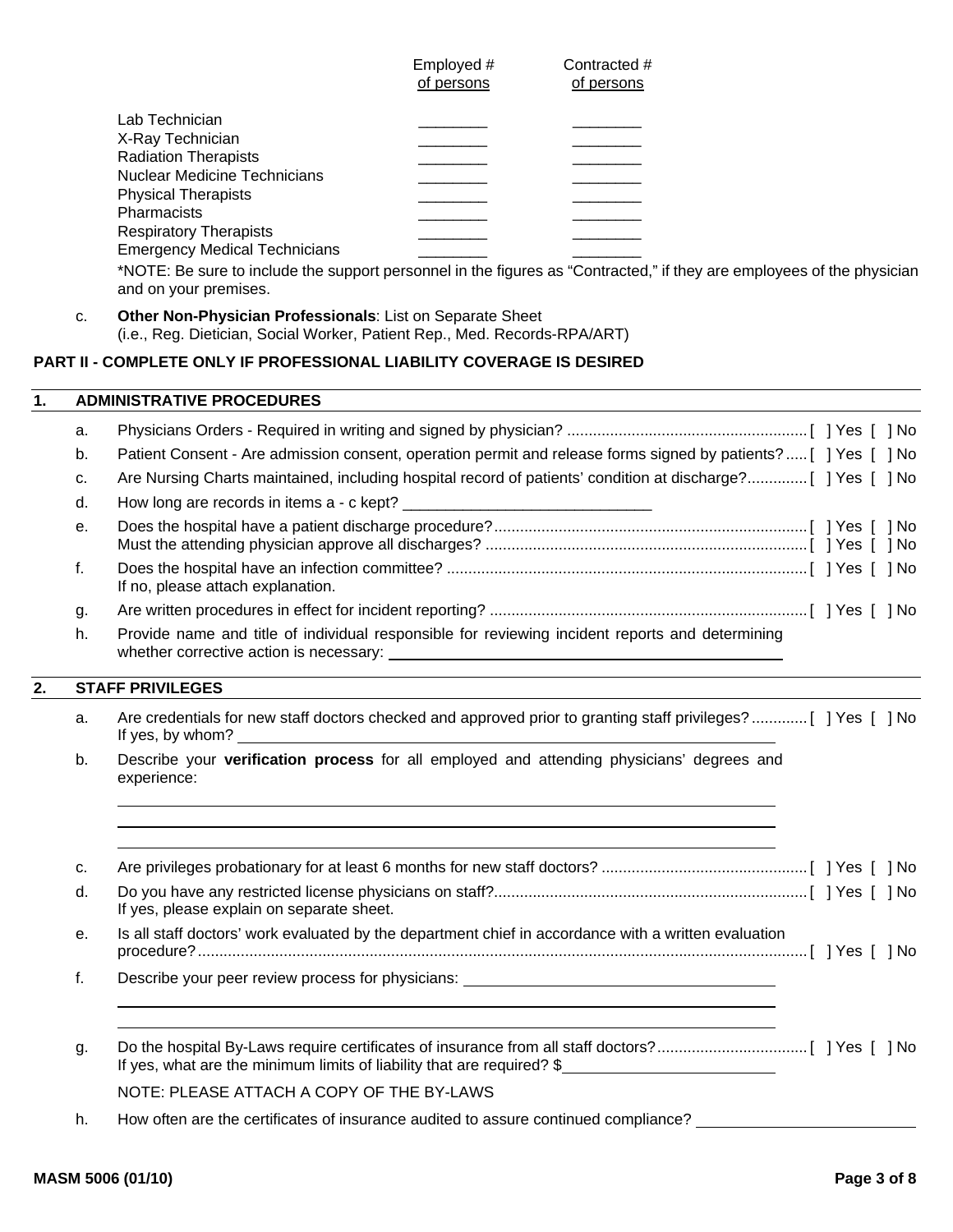| | Employed # of persons | Contracted # of persons |
|---|---|---|
| Lab Technician | ________ | ________ |
| X-Ray Technician | ________ | ________ |
| Radiation Therapists | ________ | ________ |
| Nuclear Medicine Technicians | ________ | ________ |
| Physical Therapists | ________ | ________ |
| Pharmacists | ________ | ________ |
| Respiratory Therapists | ________ | ________ |
| Emergency Medical Technicians | ________ | ________ |

*NOTE: Be sure to include the support personnel in the figures as "Contracted," if they are employees of the physician and on your premises.

c. **Other Non-Physician Professionals**: List on Separate Sheet (i.e., Reg. Dietician, Social Worker, Patient Rep., Med. Records-RPA/ART)

## PART II - COMPLETE ONLY IF PROFESSIONAL LIABILITY COVERAGE IS DESIRED

### 1. ADMINISTRATIVE PROCEDURES

a. Physicians Orders - Required in writing and signed by physician? ........................................................ [ ] Yes [ ] No

b. Patient Consent - Are admission consent, operation permit and release forms signed by patients? ..... [ ] Yes [ ] No

c. Are Nursing Charts maintained, including hospital record of patients' condition at discharge? ............. [ ] Yes [ ] No

d. How long are records in items a - c kept? ______________________________

e. Does the hospital have a patient discharge procedure? ......................................................................... [ ] Yes [ ] No
Must the attending physician approve all discharges? ........................................................................... [ ] Yes [ ] No

f. Does the hospital have an infection committee? .................................................................................... [ ] Yes [ ] No
If no, please attach explanation.

g. Are written procedures in effect for incident reporting? .......................................................................... [ ] Yes [ ] No

h. Provide name and title of individual responsible for reviewing incident reports and determining whether corrective action is necessary: ______________________________

### 2. STAFF PRIVILEGES

a. Are credentials for new staff doctors checked and approved prior to granting staff privileges? ............. [ ] Yes [ ] No
If yes, by whom? ______________________________

b. Describe your **verification process** for all employed and attending physicians' degrees and experience:

______________________________

______________________________

______________________________

c. Are privileges probationary for at least 6 months for new staff doctors? ................................................ [ ] Yes [ ] No

d. Do you have any restricted license physicians on staff? ......................................................................... [ ] Yes [ ] No
If yes, please explain on separate sheet.

e. Is all staff doctors' work evaluated by the department chief in accordance with a written evaluation procedure? ............................................................................................................................................. [ ] Yes [ ] No

f. Describe your peer review process for physicians: ______________________________

______________________________

______________________________

g. Do the hospital By-Laws require certificates of insurance from all staff doctors? ................................... [ ] Yes [ ] No
If yes, what are the minimum limits of liability that are required? $______________________________

NOTE: PLEASE ATTACH A COPY OF THE BY-LAWS

h. How often are the certificates of insurance audited to assure continued compliance? ______________________________

MASM 5006 (01/10)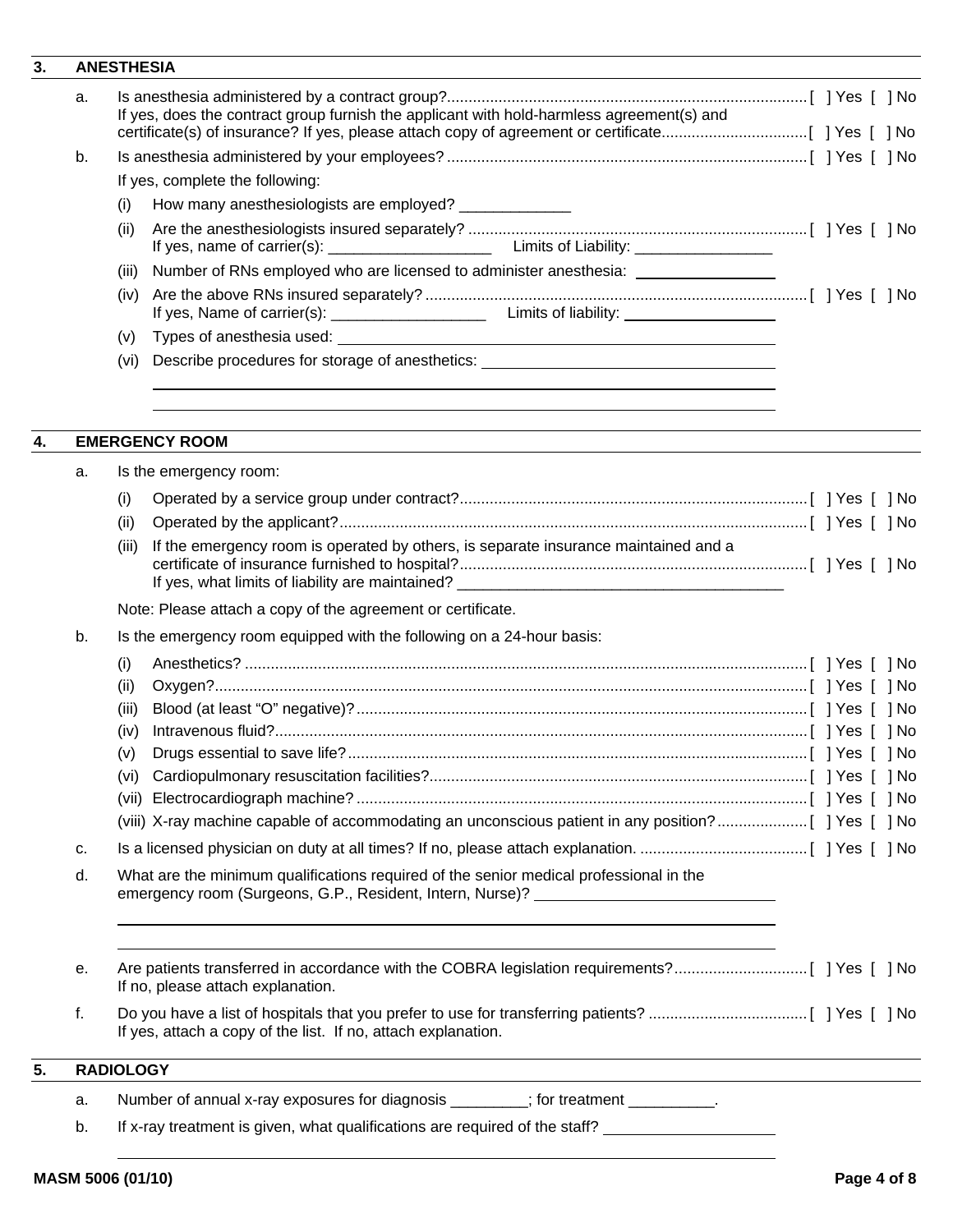## 3. ANESTHESIA

a. Is anesthesia administered by a contract group? [ ] Yes [ ] No

If yes, does the contract group furnish the applicant with hold-harmless agreement(s) and certificate(s) of insurance? If yes, please attach copy of agreement or certificate [ ] Yes [ ] No

b. Is anesthesia administered by your employees? [ ] Yes [ ] No

If yes, complete the following:

(i) How many anesthesiologists are employed? _____________

(ii) Are the anesthesiologists insured separately? [ ] Yes [ ] No
If yes, name of carrier(s): ___________________ Limits of Liability: ________________

(iii) Number of RNs employed who are licensed to administer anesthesia: ________________

(iv) Are the above RNs insured separately? [ ] Yes [ ] No
If yes, Name of carrier(s): __________________ Limits of liability: __________________

(v) Types of anesthesia used: ______________________________________________

(vi) Describe procedures for storage of anesthetics: ________________________________

______________________________________________________________________

______________________________________________________________________

## 4. EMERGENCY ROOM

a. Is the emergency room:

(i) Operated by a service group under contract? [ ] Yes [ ] No

(ii) Operated by the applicant? [ ] Yes [ ] No

(iii) If the emergency room is operated by others, is separate insurance maintained and a certificate of insurance furnished to hospital? [ ] Yes [ ] No
If yes, what limits of liability are maintained? _______________________________________

Note: Please attach a copy of the agreement or certificate.

b. Is the emergency room equipped with the following on a 24-hour basis:

(i) Anesthetics? [ ] Yes [ ] No

(ii) Oxygen? [ ] Yes [ ] No

(iii) Blood (at least "O" negative)? [ ] Yes [ ] No

(iv) Intravenous fluid? [ ] Yes [ ] No

(v) Drugs essential to save life? [ ] Yes [ ] No

(vi) Cardiopulmonary resuscitation facilities? [ ] Yes [ ] No

(vii) Electrocardiograph machine? [ ] Yes [ ] No

(viii) X-ray machine capable of accommodating an unconscious patient in any position? [ ] Yes [ ] No

c. Is a licensed physician on duty at all times? If no, please attach explanation. [ ] Yes [ ] No

d. What are the minimum qualifications required of the senior medical professional in the emergency room (Surgeons, G.P., Resident, Intern, Nurse)? ____________________________

______________________________________________________________________

______________________________________________________________________

e. Are patients transferred in accordance with the COBRA legislation requirements? [ ] Yes [ ] No
If no, please attach explanation.

f. Do you have a list of hospitals that you prefer to use for transferring patients? [ ] Yes [ ] No
If yes, attach a copy of the list. If no, attach explanation.

## 5. RADIOLOGY

a. Number of annual x-ray exposures for diagnosis _________; for treatment __________.

b. If x-ray treatment is given, what qualifications are required of the staff? ____________________

______________________________________________________________________

MASM 5006 (01/10)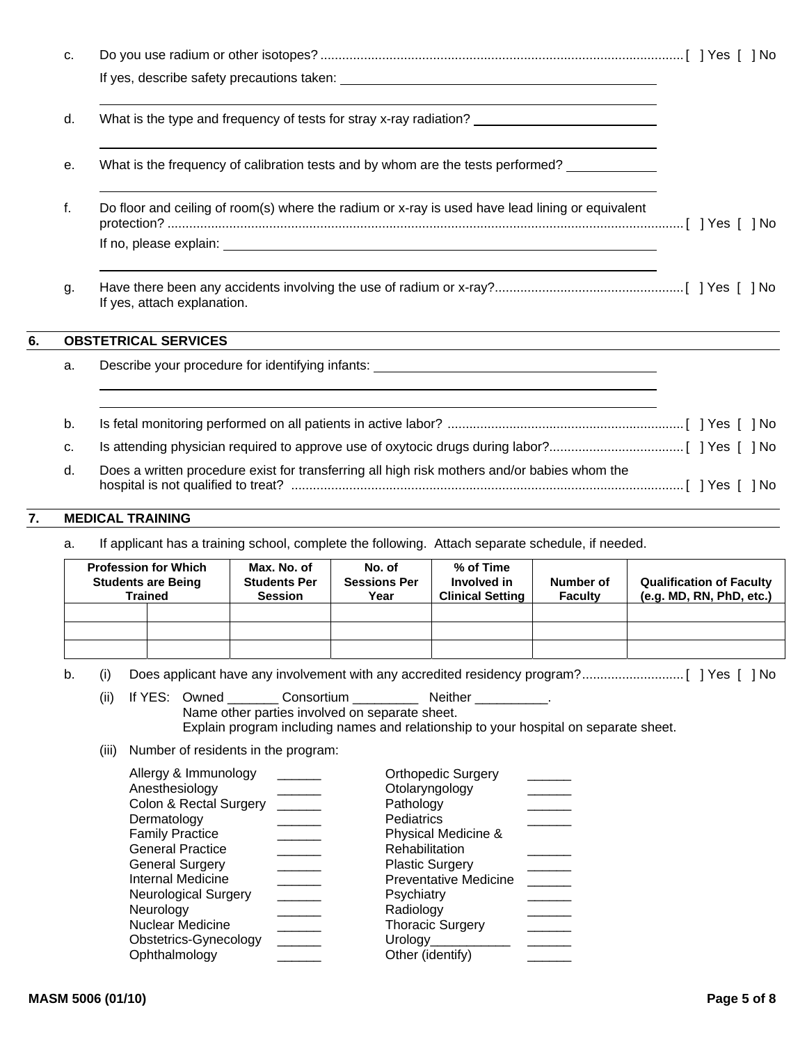c. Do you use radium or other isotopes? .................................................................................................... [ ] Yes [ ] No

If yes, describe safety precautions taken: ______________________________________________

______________________________________________________________________________

d. What is the type and frequency of tests for stray x-ray radiation? __________________________

______________________________________________________________________________

e. What is the frequency of calibration tests and by whom are the tests performed? _____________

______________________________________________________________________________

f. Do floor and ceiling of room(s) where the radium or x-ray is used have lead lining or equivalent protection? .................................................................................................................................... [ ] Yes [ ] No

If no, please explain: ________________________________________________________________

______________________________________________________________________________

g. Have there been any accidents involving the use of radium or x-ray?.................................................... [ ] Yes [ ] No

If yes, attach explanation.

## 6. OBSTETRICAL SERVICES

a. Describe your procedure for identifying infants: __________________________________________

______________________________________________________________________________

______________________________________________________________________________

b. Is fetal monitoring performed on all patients in active labor? ................................................................. [ ] Yes [ ] No

c. Is attending physician required to approve use of oxytocic drugs during labor?...................................... [ ] Yes [ ] No

d. Does a written procedure exist for transferring all high risk mothers and/or babies whom the hospital is not qualified to treat? ........................................................................................................... [ ] Yes [ ] No

## 7. MEDICAL TRAINING

a. If applicant has a training school, complete the following. Attach separate schedule, if needed.

| Profession for Which Students are Being Trained | | Max. No. of Students Per Session | No. of Sessions Per Year | % of Time Involved in Clinical Setting | Number of Faculty | Qualification of Faculty (e.g. MD, RN, PhD, etc.) |
|---|---|---|---|---|---|---|
| | | | | | | |
| | | | | | | |
| | | | | | | |

b. (i) Does applicant have any involvement with any accredited residency program?............................ [ ] Yes [ ] No

(ii) If YES: Owned _______ Consortium _________ Neither __________.
Name other parties involved on separate sheet.
Explain program including names and relationship to your hospital on separate sheet.

(iii) Number of residents in the program:

| | | | |
|---|---|---|---|
| Allergy & Immunology | ______ | Orthopedic Surgery | ______ |
| Anesthesiology | ______ | Otolaryngology | ______ |
| Colon & Rectal Surgery | ______ | Pathology | ______ |
| Dermatology | ______ | Pediatrics | ______ |
| Family Practice | ______ | Physical Medicine & Rehabilitation | ______ |
| General Practice | ______ | Plastic Surgery | ______ |
| General Surgery | ______ | Preventative Medicine | ______ |
| Internal Medicine | ______ | Psychiatry | ______ |
| Neurological Surgery | ______ | Radiology | ______ |
| Neurology | ______ | Thoracic Surgery | ______ |
| Nuclear Medicine | ______ | Urology___________ | ______ |
| Obstetrics-Gynecology | ______ | Other (identify) | ______ |
| Ophthalmology | ______ | | |

MASM 5006 (01/10)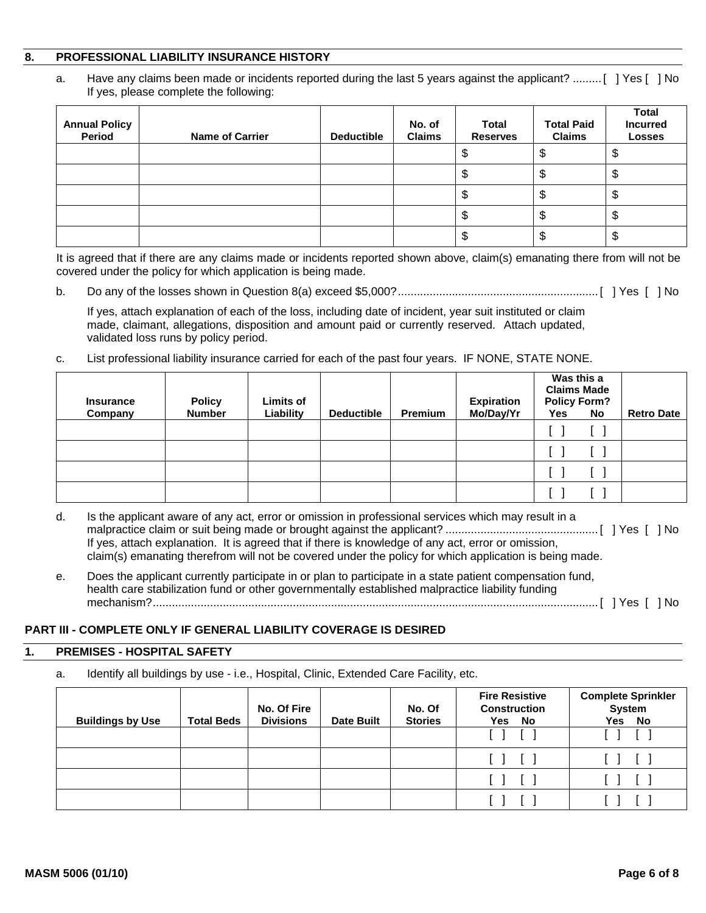## 8. PROFESSIONAL LIABILITY INSURANCE HISTORY

a. Have any claims been made or incidents reported during the last 5 years against the applicant? ......... [ ] Yes [ ] No
If yes, please complete the following:

| Annual Policy Period | Name of Carrier | Deductible | No. of Claims | Total Reserves | Total Paid Claims | Total Incurred Losses |
|---|---|---|---|---|---|---|
| | | | | $ | $ | $ |
| | | | | $ | $ | $ |
| | | | | $ | $ | $ |
| | | | | $ | $ | $ |
| | | | | $ | $ | $ |

It is agreed that if there are any claims made or incidents reported shown above, claim(s) emanating there from will not be covered under the policy for which application is being made.

b. Do any of the losses shown in Question 8(a) exceed $5,000?.............................................................. [ ] Yes [ ] No

If yes, attach explanation of each of the loss, including date of incident, year suit instituted or claim made, claimant, allegations, disposition and amount paid or currently reserved. Attach updated, validated loss runs by policy period.

c. List professional liability insurance carried for each of the past four years. IF NONE, STATE NONE.

| Insurance Company | Policy Number | Limits of Liability | Deductible | Premium | Expiration Mo/Day/Yr | Was this a Claims Made Policy Form? | | Retro Date |
|---|---|---|---|---|---|---|---|---|
| | | | | | | Yes | No | |
| | | | | | | [ ] | [ ] | |
| | | | | | | [ ] | [ ] | |
| | | | | | | [ ] | [ ] | |
| | | | | | | [ ] | [ ] | |

d. Is the applicant aware of any act, error or omission in professional services which may result in a malpractice claim or suit being made or brought against the applicant? ............................................... [ ] Yes [ ] No
If yes, attach explanation. It is agreed that if there is knowledge of any act, error or omission, claim(s) emanating therefrom will not be covered under the policy for which application is being made.

e. Does the applicant currently participate in or plan to participate in a state patient compensation fund, health care stabilization fund or other governmentally established malpractice liability funding mechanism?........................................................................................................................................... [ ] Yes [ ] No

## PART III - COMPLETE ONLY IF GENERAL LIABILITY COVERAGE IS DESIRED

### 1. PREMISES - HOSPITAL SAFETY

a. Identify all buildings by use - i.e., Hospital, Clinic, Extended Care Facility, etc.

| Buildings by Use | Total Beds | No. Of Fire Divisions | Date Built | No. Of Stories | Fire Resistive Construction | | Complete Sprinkler System | |
|---|---|---|---|---|---|---|---|---|
| | | | | | Yes | No | Yes | No |
| | | | | | [ ] | [ ] | [ ] | [ ] |
| | | | | | [ ] | [ ] | [ ] | [ ] |
| | | | | | [ ] | [ ] | [ ] | [ ] |
| | | | | | [ ] | [ ] | [ ] | [ ] |

MASM 5006 (01/10)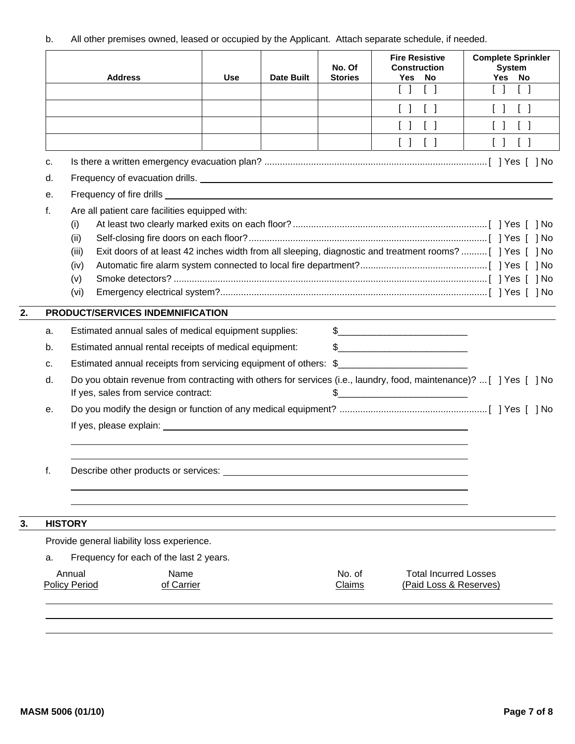b. All other premises owned, leased or occupied by the Applicant. Attach separate schedule, if needed.

| Address | Use | Date Built | No. Of Stories | Fire Resistive Construction Yes No | Complete Sprinkler System Yes No |
|---|---|---|---|---|---|
| | | | | [ ] [ ] | [ ] [ ] |
| | | | | [ ] [ ] | [ ] [ ] |
| | | | | [ ] [ ] | [ ] [ ] |
| | | | | [ ] [ ] | [ ] [ ] |

c. Is there a written emergency evacuation plan? .......... [ ] Yes [ ] No

d. Frequency of evacuation drills. ____________________

e. Frequency of fire drills ____________________

f. Are all patient care facilities equipped with:

(i) At least two clearly marked exits on each floor? .......... [ ] Yes [ ] No

(ii) Self-closing fire doors on each floor? .......... [ ] Yes [ ] No

(iii) Exit doors of at least 42 inches width from all sleeping, diagnostic and treatment rooms? .......... [ ] Yes [ ] No

(iv) Automatic fire alarm system connected to local fire department? .......... [ ] Yes [ ] No

(v) Smoke detectors? .......... [ ] Yes [ ] No

(vi) Emergency electrical system? .......... [ ] Yes [ ] No

## 2. PRODUCT/SERVICES INDEMNIFICATION

a. Estimated annual sales of medical equipment supplies: $____________________

b. Estimated annual rental receipts of medical equipment: $____________________

c. Estimated annual receipts from servicing equipment of others: $____________________

d. Do you obtain revenue from contracting with others for services (i.e., laundry, food, maintenance)? ... [ ] Yes [ ] No
If yes, sales from service contract: $____________________

e. Do you modify the design or function of any medical equipment? .......... [ ] Yes [ ] No

If yes, please explain: ____________________

____________________

____________________

f. Describe other products or services: ____________________

____________________

____________________

## 3. HISTORY

Provide general liability loss experience.

a. Frequency for each of the last 2 years.

| Annual Policy Period | Name of Carrier | No. of Claims | Total Incurred Losses (Paid Loss & Reserves) |
|---|---|---|---|
| | | | |
| | | | |
| | | | |

MASM 5006 (01/10)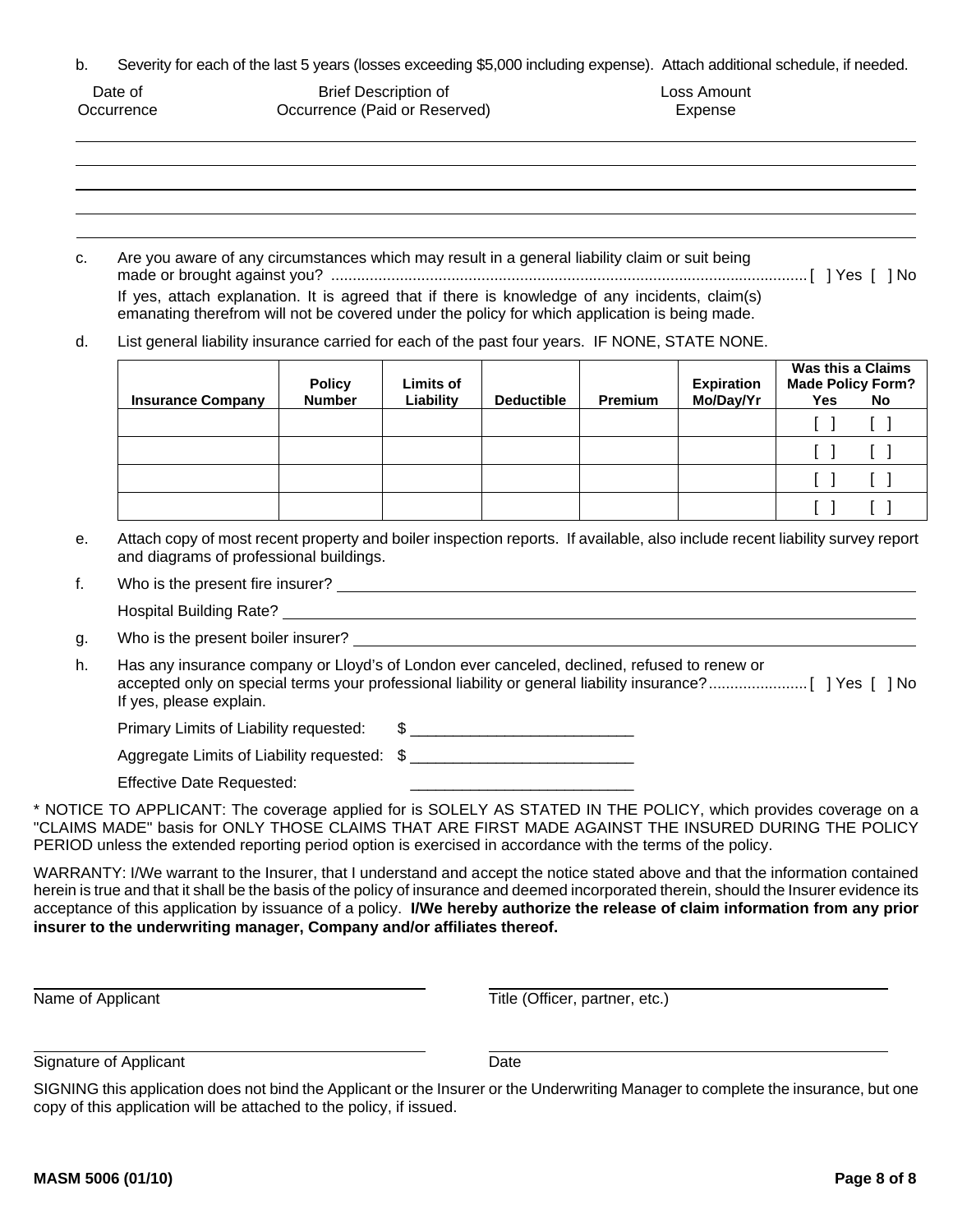b. Severity for each of the last 5 years (losses exceeding $5,000 including expense). Attach additional schedule, if needed.

| Date of Occurrence | Brief Description of Occurrence (Paid or Reserved) | Loss Amount Expense |
|---|---|---|
| | | |
| | | |
| | | |
| | | |
| | | |

c. Are you aware of any circumstances which may result in a general liability claim or suit being made or brought against you? .............................................................................................................. [ ] Yes [ ] No

If yes, attach explanation. It is agreed that if there is knowledge of any incidents, claim(s) emanating therefrom will not be covered under the policy for which application is being made.

d. List general liability insurance carried for each of the past four years. IF NONE, STATE NONE.

| Insurance Company | Policy Number | Limits of Liability | Deductible | Premium | Expiration Mo/Day/Yr | Was this a Claims Made Policy Form? Yes | No |
|---|---|---|---|---|---|---|---|
| | | | | | | [ ] | [ ] |
| | | | | | | [ ] | [ ] |
| | | | | | | [ ] | [ ] |
| | | | | | | [ ] | [ ] |

e. Attach copy of most recent property and boiler inspection reports. If available, also include recent liability survey report and diagrams of professional buildings.

f. Who is the present fire insurer? ______________________________

Hospital Building Rate? ______________________________

g. Who is the present boiler insurer? ______________________________

h. Has any insurance company or Lloyd's of London ever canceled, declined, refused to renew or accepted only on special terms your professional liability or general liability insurance? ....................... [ ] Yes [ ] No

If yes, please explain.

Primary Limits of Liability requested: $ _________________________

Aggregate Limits of Liability requested: $ _________________________

Effective Date Requested: _________________________

* NOTICE TO APPLICANT: The coverage applied for is SOLELY AS STATED IN THE POLICY, which provides coverage on a "CLAIMS MADE" basis for ONLY THOSE CLAIMS THAT ARE FIRST MADE AGAINST THE INSURED DURING THE POLICY PERIOD unless the extended reporting period option is exercised in accordance with the terms of the policy.

WARRANTY: I/We warrant to the Insurer, that I understand and accept the notice stated above and that the information contained herein is true and that it shall be the basis of the policy of insurance and deemed incorporated therein, should the Insurer evidence its acceptance of this application by issuance of a policy. **I/We hereby authorize the release of claim information from any prior insurer to the underwriting manager, Company and/or affiliates thereof.**

______________________________ Name of Applicant

______________________________ Title (Officer, partner, etc.)

______________________________ Signature of Applicant

______________________________ Date

SIGNING this application does not bind the Applicant or the Insurer or the Underwriting Manager to complete the insurance, but one copy of this application will be attached to the policy, if issued.

**MASM 5006 (01/10)**